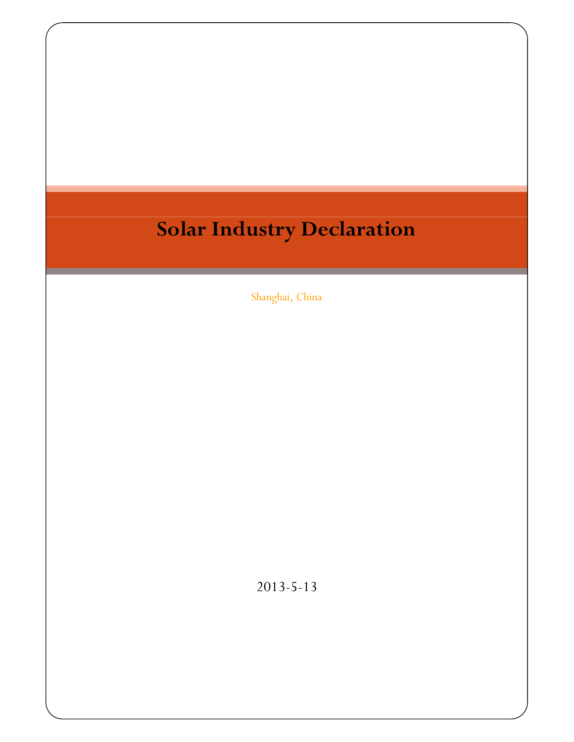# Solar Industry Declaration

Shanghai, China

2013-5-13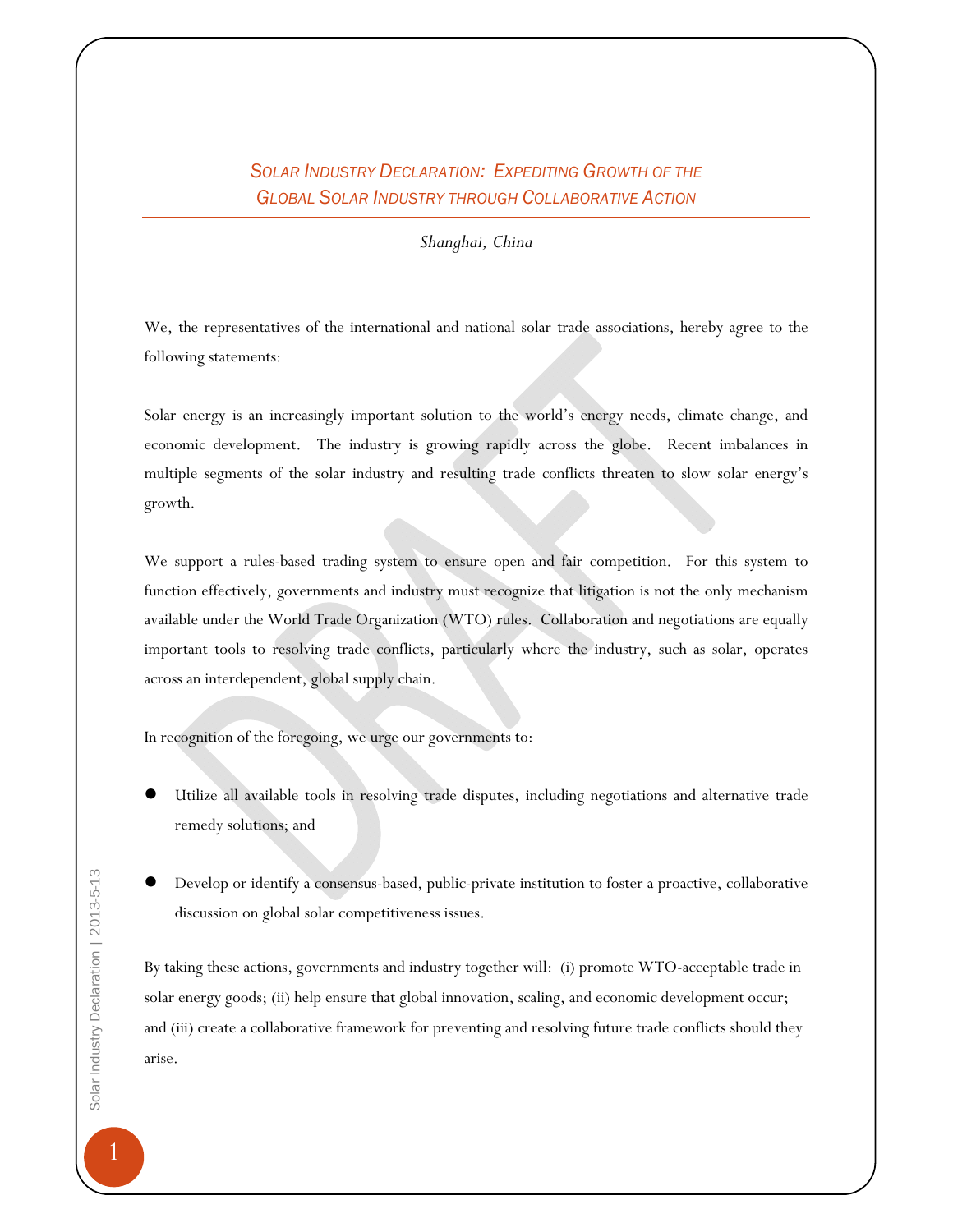# Solar Industry Declaration: Expediting Growth of the Global Solar Industry through Collaborative Action

*Shanghai, China*

We, the representatives of the international and national solar trade associations, hereby agree to the following statements:

Solar energy is an increasingly important solution to the world's energy needs, climate change, and economic development. The industry is growing rapidly across the globe. Recent imbalances in multiple segments of the solar industry and resulting trade conflicts threaten to slow solar energy's growth.

We support a rules-based trading system to ensure open and fair competition. For this system to function effectively, governments and industry must recognize that litigation is not the only mechanism available under the World Trade Organization (WTO) rules. Collaboration and negotiations are equally important tools to resolving trade conflicts, particularly where the industry, such as solar, operates across an interdependent, global supply chain.

In recognition of the foregoing, we urge our governments to:

- Utilize all available tools in resolving trade disputes, including negotiations and alternative trade remedy solutions; and
- Develop or identify a consensus-based, public-private institution to foster a proactive, collaborative discussion on global solar competitiveness issues.

By taking these actions, governments and industry together will: (i) promote WTO-acceptable trade in solar energy goods; (ii) help ensure that global innovation, scaling, and economic development occur; and (iii) create a collaborative framework for preventing and resolving future trade conflicts should they arise.